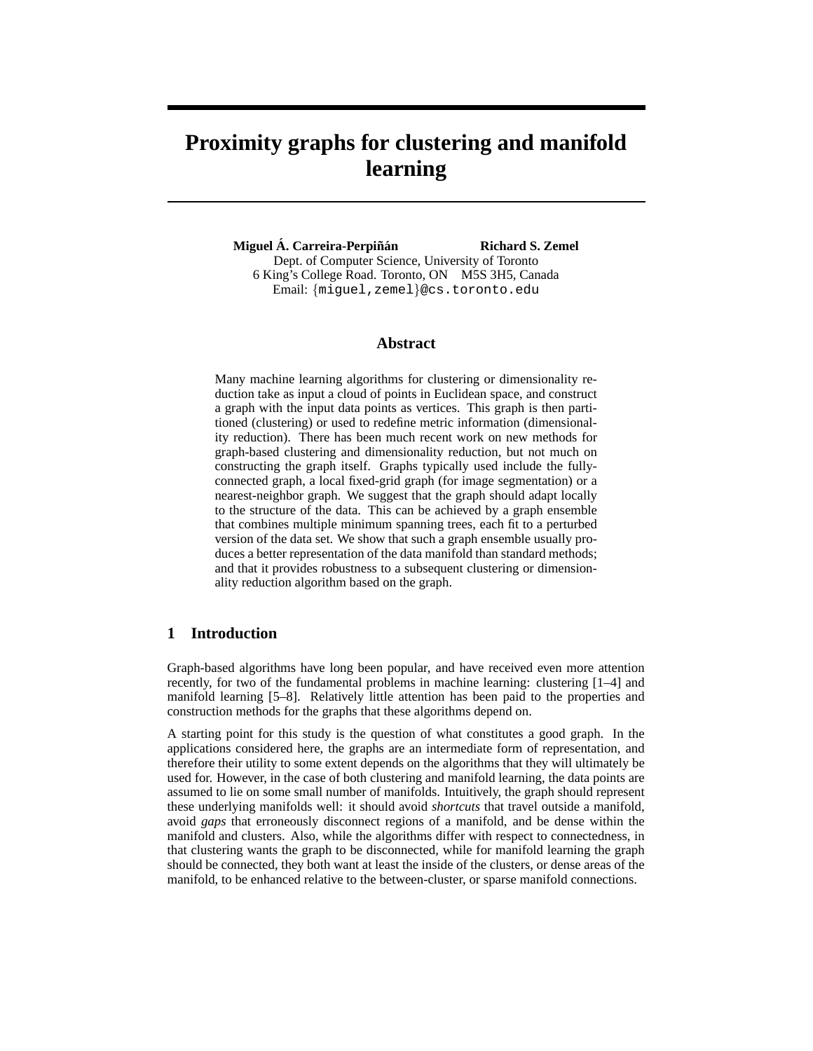# Proximity graphs for clustering and manifold learning

**Miguel Á. Carreira-Perpiñán** **Richard S. Zemel**

Dept. of Computer Science, University of Toronto
6 King's College Road. Toronto, ON M5S 3H5, Canada
Email: {miguel,zemel}@cs.toronto.edu

## Abstract

Many machine learning algorithms for clustering or dimensionality reduction take as input a cloud of points in Euclidean space, and construct a graph with the input data points as vertices. This graph is then partitioned (clustering) or used to redefine metric information (dimensionality reduction). There has been much recent work on new methods for graph-based clustering and dimensionality reduction, but not much on constructing the graph itself. Graphs typically used include the fully-connected graph, a local fixed-grid graph (for image segmentation) or a nearest-neighbor graph. We suggest that the graph should adapt locally to the structure of the data. This can be achieved by a graph ensemble that combines multiple minimum spanning trees, each fit to a perturbed version of the data set. We show that such a graph ensemble usually produces a better representation of the data manifold than standard methods; and that it provides robustness to a subsequent clustering or dimensionality reduction algorithm based on the graph.

## 1 Introduction

Graph-based algorithms have long been popular, and have received even more attention recently, for two of the fundamental problems in machine learning: clustering [1–4] and manifold learning [5–8]. Relatively little attention has been paid to the properties and construction methods for the graphs that these algorithms depend on.

A starting point for this study is the question of what constitutes a good graph. In the applications considered here, the graphs are an intermediate form of representation, and therefore their utility to some extent depends on the algorithms that they will ultimately be used for. However, in the case of both clustering and manifold learning, the data points are assumed to lie on some small number of manifolds. Intuitively, the graph should represent these underlying manifolds well: it should avoid *shortcuts* that travel outside a manifold, avoid *gaps* that erroneously disconnect regions of a manifold, and be dense within the manifold and clusters. Also, while the algorithms differ with respect to connectedness, in that clustering wants the graph to be disconnected, while for manifold learning the graph should be connected, they both want at least the inside of the clusters, or dense areas of the manifold, to be enhanced relative to the between-cluster, or sparse manifold connections.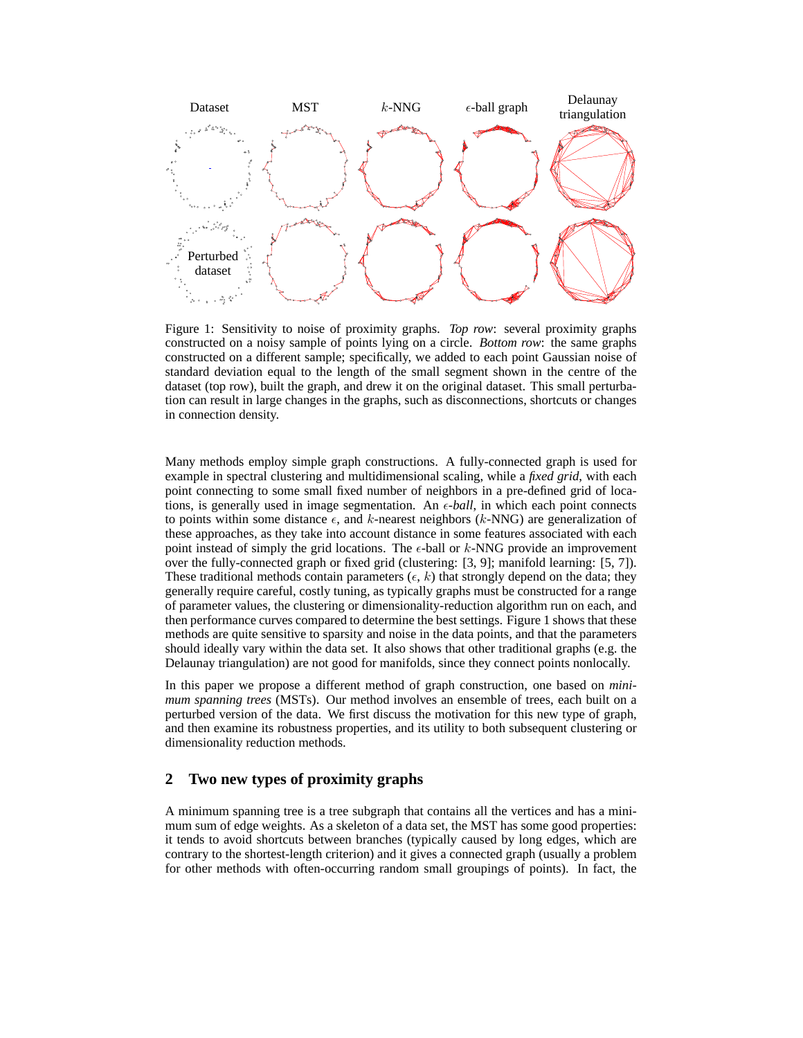Figure 1: Sensitivity to noise of proximity graphs. *Top row*: several proximity graphs constructed on a noisy sample of points lying on a circle. *Bottom row*: the same graphs constructed on a different sample; specifically, we added to each point Gaussian noise of standard deviation equal to the length of the small segment shown in the centre of the dataset (top row), built the graph, and drew it on the original dataset. This small perturbation can result in large changes in the graphs, such as disconnections, shortcuts or changes in connection density.

Many methods employ simple graph constructions. A fully-connected graph is used for example in spectral clustering and multidimensional scaling, while a *fixed grid*, with each point connecting to some small fixed number of neighbors in a pre-defined grid of locations, is generally used in image segmentation. An $\epsilon$*-ball*, in which each point connects to points within some distance $\epsilon$, and $k$-nearest neighbors ($k$-NNG) are generalization of these approaches, as they take into account distance in some features associated with each point instead of simply the grid locations. The $\epsilon$-ball or $k$-NNG provide an improvement over the fully-connected graph or fixed grid (clustering: [3, 9]; manifold learning: [5, 7]). These traditional methods contain parameters ($\epsilon$, $k$) that strongly depend on the data; they generally require careful, costly tuning, as typically graphs must be constructed for a range of parameter values, the clustering or dimensionality-reduction algorithm run on each, and then performance curves compared to determine the best settings. Figure 1 shows that these methods are quite sensitive to sparsity and noise in the data points, and that the parameters should ideally vary within the data set. It also shows that other traditional graphs (e.g. the Delaunay triangulation) are not good for manifolds, since they connect points nonlocally.

In this paper we propose a different method of graph construction, one based on *minimum spanning trees* (MSTs). Our method involves an ensemble of trees, each built on a perturbed version of the data. We first discuss the motivation for this new type of graph, and then examine its robustness properties, and its utility to both subsequent clustering or dimensionality reduction methods.

## 2 Two new types of proximity graphs

A minimum spanning tree is a tree subgraph that contains all the vertices and has a minimum sum of edge weights. As a skeleton of a data set, the MST has some good properties: it tends to avoid shortcuts between branches (typically caused by long edges, which are contrary to the shortest-length criterion) and it gives a connected graph (usually a problem for other methods with often-occurring random small groupings of points). In fact, the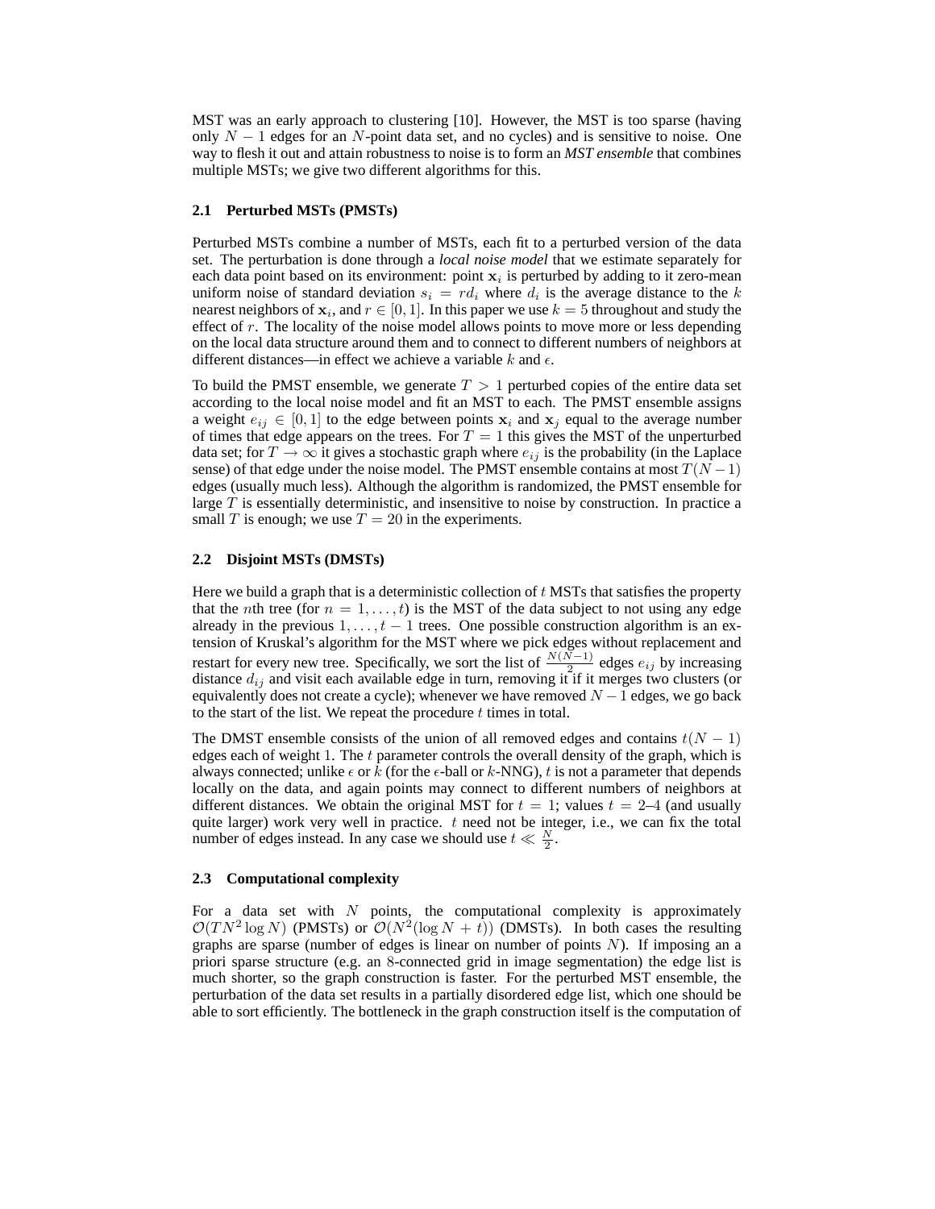MST was an early approach to clustering [10]. However, the MST is too sparse (having only $N-1$ edges for an $N$-point data set, and no cycles) and is sensitive to noise. One way to flesh it out and attain robustness to noise is to form an *MST ensemble* that combines multiple MSTs; we give two different algorithms for this.

### 2.1 Perturbed MSTs (PMSTs)

Perturbed MSTs combine a number of MSTs, each fit to a perturbed version of the data set. The perturbation is done through a *local noise model* that we estimate separately for each data point based on its environment: point $\mathbf{x}_i$ is perturbed by adding to it zero-mean uniform noise of standard deviation $s_i = rd_i$ where $d_i$ is the average distance to the $k$ nearest neighbors of $\mathbf{x}_i$, and $r \in [0,1]$. In this paper we use $k = 5$ throughout and study the effect of $r$. The locality of the noise model allows points to move more or less depending on the local data structure around them and to connect to different numbers of neighbors at different distances—in effect we achieve a variable $k$ and $\epsilon$.

To build the PMST ensemble, we generate $T > 1$ perturbed copies of the entire data set according to the local noise model and fit an MST to each. The PMST ensemble assigns a weight $e_{ij} \in [0,1]$ to the edge between points $\mathbf{x}_i$ and $\mathbf{x}_j$ equal to the average number of times that edge appears on the trees. For $T = 1$ this gives the MST of the unperturbed data set; for $T \to \infty$ it gives a stochastic graph where $e_{ij}$ is the probability (in the Laplace sense) of that edge under the noise model. The PMST ensemble contains at most $T(N-1)$ edges (usually much less). Although the algorithm is randomized, the PMST ensemble for large $T$ is essentially deterministic, and insensitive to noise by construction. In practice a small $T$ is enough; we use $T = 20$ in the experiments.

### 2.2 Disjoint MSTs (DMSTs)

Here we build a graph that is a deterministic collection of $t$ MSTs that satisfies the property that the $n$th tree (for $n = 1, \dots, t$) is the MST of the data subject to not using any edge already in the previous $1, \dots, t-1$ trees. One possible construction algorithm is an extension of Kruskal's algorithm for the MST where we pick edges without replacement and restart for every new tree. Specifically, we sort the list of $\frac{N(N-1)}{2}$ edges $e_{ij}$ by increasing distance $d_{ij}$ and visit each available edge in turn, removing it if it merges two clusters (or equivalently does not create a cycle); whenever we have removed $N-1$ edges, we go back to the start of the list. We repeat the procedure $t$ times in total.

The DMST ensemble consists of the union of all removed edges and contains $t(N-1)$ edges each of weight 1. The $t$ parameter controls the overall density of the graph, which is always connected; unlike $\epsilon$ or $k$ (for the $\epsilon$-ball or $k$-NNG), $t$ is not a parameter that depends locally on the data, and again points may connect to different numbers of neighbors at different distances. We obtain the original MST for $t = 1$; values $t = 2$–$4$ (and usually quite larger) work very well in practice. $t$ need not be integer, i.e., we can fix the total number of edges instead. In any case we should use $t \ll \frac{N}{2}$.

### 2.3 Computational complexity

For a data set with $N$ points, the computational complexity is approximately $\mathcal{O}(TN^2 \log N)$ (PMSTs) or $\mathcal{O}(N^2(\log N + t))$ (DMSTs). In both cases the resulting graphs are sparse (number of edges is linear on number of points $N$). If imposing an a priori sparse structure (e.g. an 8-connected grid in image segmentation) the edge list is much shorter, so the graph construction is faster. For the perturbed MST ensemble, the perturbation of the data set results in a partially disordered edge list, which one should be able to sort efficiently. The bottleneck in the graph construction itself is the computation of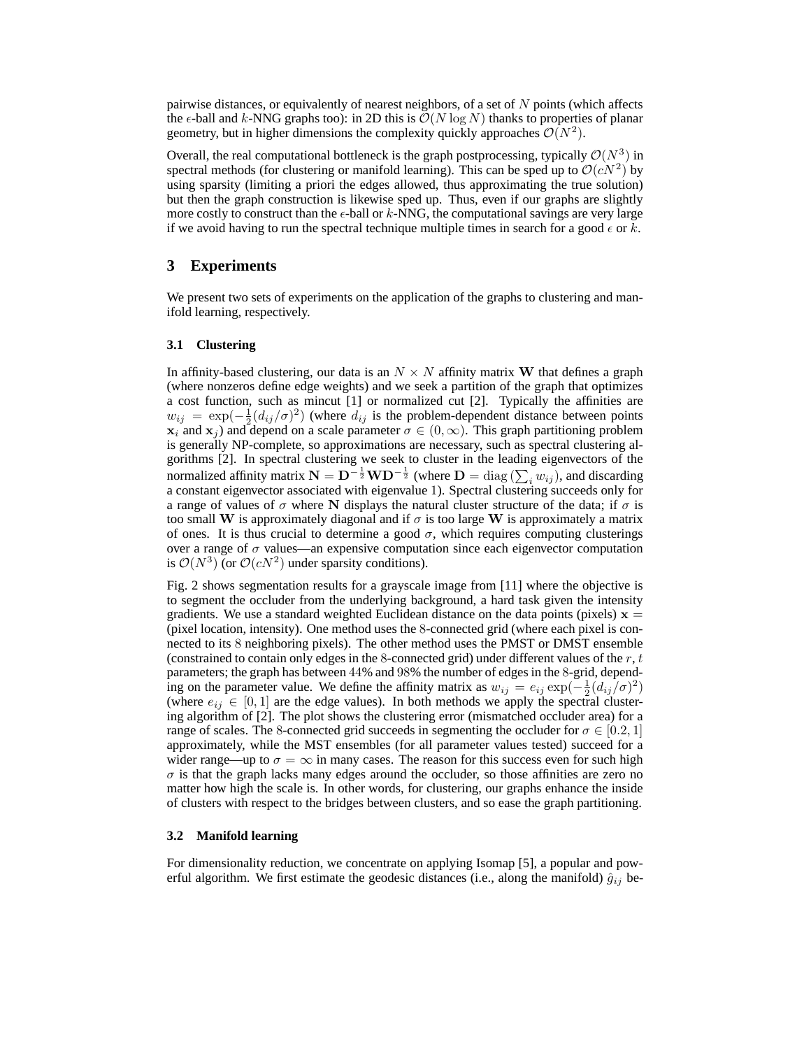pairwise distances, or equivalently of nearest neighbors, of a set of $N$ points (which affects the $\epsilon$-ball and $k$-NNG graphs too): in 2D this is $\mathcal{O}(N \log N)$ thanks to properties of planar geometry, but in higher dimensions the complexity quickly approaches $\mathcal{O}(N^2)$.

Overall, the real computational bottleneck is the graph postprocessing, typically $\mathcal{O}(N^3)$ in spectral methods (for clustering or manifold learning). This can be sped up to $\mathcal{O}(cN^2)$ by using sparsity (limiting a priori the edges allowed, thus approximating the true solution) but then the graph construction is likewise sped up. Thus, even if our graphs are slightly more costly to construct than the $\epsilon$-ball or $k$-NNG, the computational savings are very large if we avoid having to run the spectral technique multiple times in search for a good $\epsilon$ or $k$.

## 3 Experiments

We present two sets of experiments on the application of the graphs to clustering and manifold learning, respectively.

### 3.1 Clustering

In affinity-based clustering, our data is an $N \times N$ affinity matrix $\mathbf{W}$ that defines a graph (where nonzeros define edge weights) and we seek a partition of the graph that optimizes a cost function, such as mincut [1] or normalized cut [2]. Typically the affinities are $w_{ij} = \exp(-\frac{1}{2}(d_{ij}/\sigma)^2)$ (where $d_{ij}$ is the problem-dependent distance between points $\mathbf{x}_i$ and $\mathbf{x}_j$) and depend on a scale parameter $\sigma \in (0, \infty)$. This graph partitioning problem is generally NP-complete, so approximations are necessary, such as spectral clustering algorithms [2]. In spectral clustering we seek to cluster in the leading eigenvectors of the normalized affinity matrix $\mathbf{N} = \mathbf{D}^{-\frac{1}{2}}\mathbf{W}\mathbf{D}^{-\frac{1}{2}}$ (where $\mathbf{D} = \operatorname{diag}\left(\sum_i w_{ij}\right)$, and discarding a constant eigenvector associated with eigenvalue 1). Spectral clustering succeeds only for a range of values of $\sigma$ where $\mathbf{N}$ displays the natural cluster structure of the data; if $\sigma$ is too small $\mathbf{W}$ is approximately diagonal and if $\sigma$ is too large $\mathbf{W}$ is approximately a matrix of ones. It is thus crucial to determine a good $\sigma$, which requires computing clusterings over a range of $\sigma$ values—an expensive computation since each eigenvector computation is $\mathcal{O}(N^3)$ (or $\mathcal{O}(cN^2)$ under sparsity conditions).

Fig. 2 shows segmentation results for a grayscale image from [11] where the objective is to segment the occluder from the underlying background, a hard task given the intensity gradients. We use a standard weighted Euclidean distance on the data points (pixels) $\mathbf{x} =$ (pixel location, intensity). One method uses the 8-connected grid (where each pixel is connected to its 8 neighboring pixels). The other method uses the PMST or DMST ensemble (constrained to contain only edges in the 8-connected grid) under different values of the $r, t$ parameters; the graph has between 44% and 98% the number of edges in the 8-grid, depending on the parameter value. We define the affinity matrix as $w_{ij} = e_{ij} \exp(-\frac{1}{2}(d_{ij}/\sigma)^2)$ (where $e_{ij} \in [0, 1]$ are the edge values). In both methods we apply the spectral clustering algorithm of [2]. The plot shows the clustering error (mismatched occluder area) for a range of scales. The 8-connected grid succeeds in segmenting the occluder for $\sigma \in [0.2, 1]$ approximately, while the MST ensembles (for all parameter values tested) succeed for a wider range—up to $\sigma = \infty$ in many cases. The reason for this success even for such high $\sigma$ is that the graph lacks many edges around the occluder, so those affinities are zero no matter how high the scale is. In other words, for clustering, our graphs enhance the inside of clusters with respect to the bridges between clusters, and so ease the graph partitioning.

### 3.2 Manifold learning

For dimensionality reduction, we concentrate on applying Isomap [5], a popular and powerful algorithm. We first estimate the geodesic distances (i.e., along the manifold) $\hat{g}_{ij}$ be-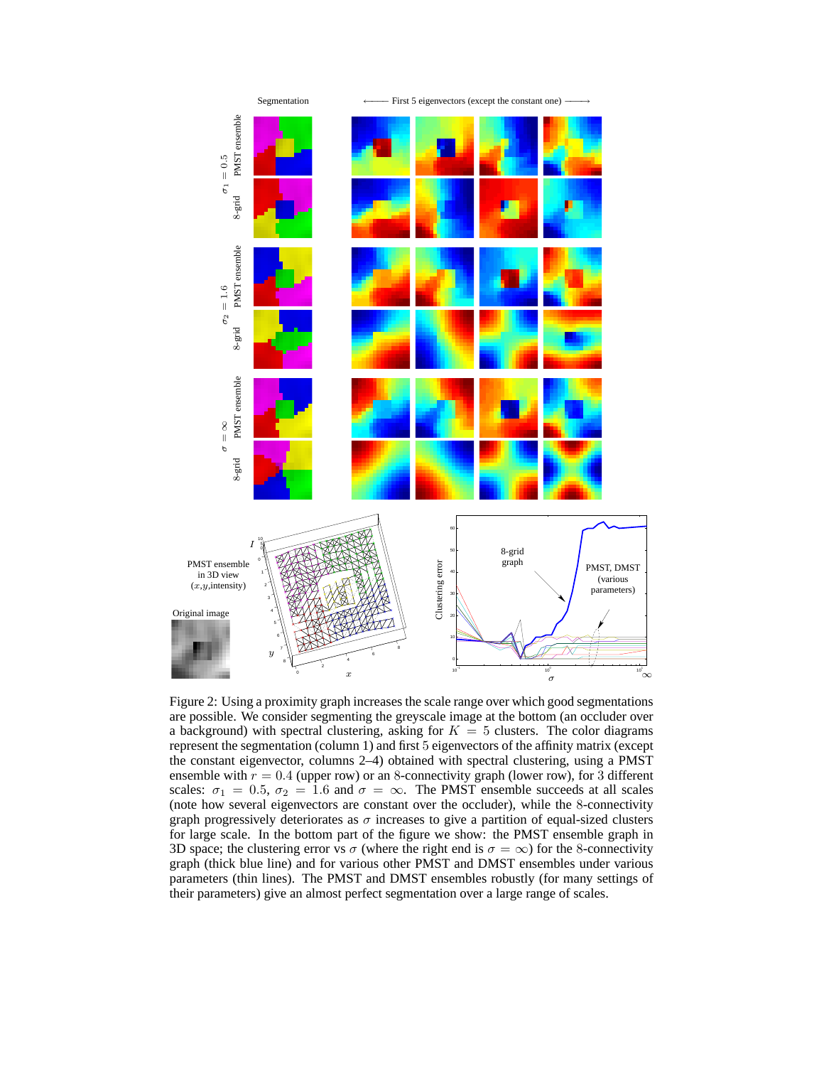Figure 2: Using a proximity graph increases the scale range over which good segmentations are possible. We consider segmenting the greyscale image at the bottom (an occluder over a background) with spectral clustering, asking for $K = 5$ clusters. The color diagrams represent the segmentation (column 1) and first 5 eigenvectors of the affinity matrix (except the constant eigenvector, columns 2–4) obtained with spectral clustering, using a PMST ensemble with $r = 0.4$ (upper row) or an 8-connectivity graph (lower row), for 3 different scales: $\sigma_1 = 0.5$, $\sigma_2 = 1.6$ and $\sigma = \infty$. The PMST ensemble succeeds at all scales (note how several eigenvectors are constant over the occluder), while the 8-connectivity graph progressively deteriorates as $\sigma$ increases to give a partition of equal-sized clusters for large scale. In the bottom part of the figure we show: the PMST ensemble graph in 3D space; the clustering error vs $\sigma$ (where the right end is $\sigma = \infty$) for the 8-connectivity graph (thick blue line) and for various other PMST and DMST ensembles under various parameters (thin lines). The PMST and DMST ensembles robustly (for many settings of their parameters) give an almost perfect segmentation over a large range of scales.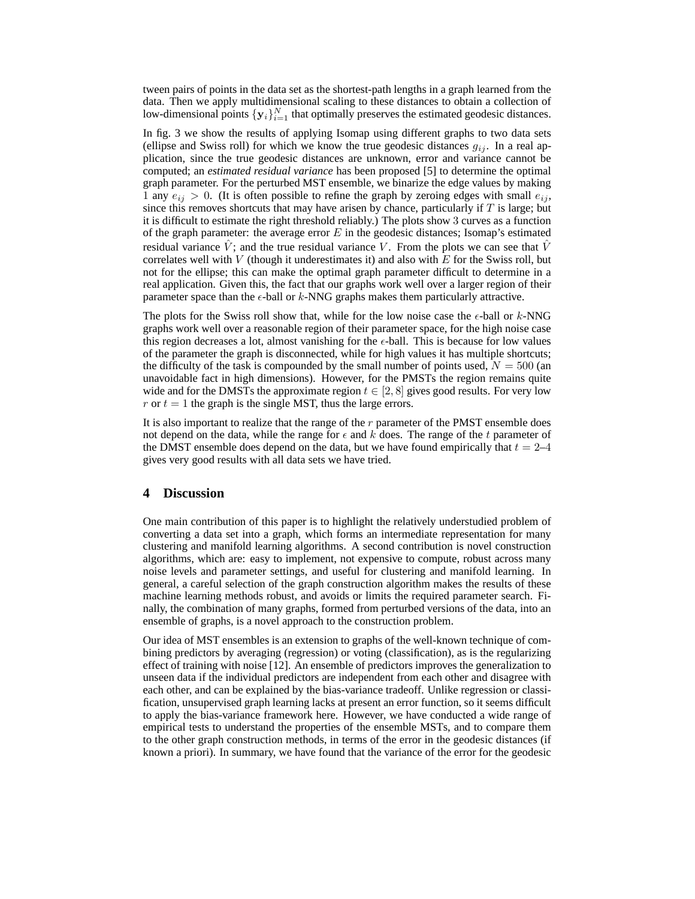tween pairs of points in the data set as the shortest-path lengths in a graph learned from the data. Then we apply multidimensional scaling to these distances to obtain a collection of low-dimensional points $\{\mathbf{y}_i\}_{i=1}^N$ that optimally preserves the estimated geodesic distances.

In fig. 3 we show the results of applying Isomap using different graphs to two data sets (ellipse and Swiss roll) for which we know the true geodesic distances $g_{ij}$. In a real application, since the true geodesic distances are unknown, error and variance cannot be computed; an *estimated residual variance* has been proposed [5] to determine the optimal graph parameter. For the perturbed MST ensemble, we binarize the edge values by making 1 any $e_{ij} > 0$. (It is often possible to refine the graph by zeroing edges with small $e_{ij}$, since this removes shortcuts that may have arisen by chance, particularly if $T$ is large; but it is difficult to estimate the right threshold reliably.) The plots show 3 curves as a function of the graph parameter: the average error $E$ in the geodesic distances; Isomap's estimated residual variance $\hat{V}$; and the true residual variance $V$. From the plots we can see that $\hat{V}$ correlates well with $V$ (though it underestimates it) and also with $E$ for the Swiss roll, but not for the ellipse; this can make the optimal graph parameter difficult to determine in a real application. Given this, the fact that our graphs work well over a larger region of their parameter space than the $\epsilon$-ball or $k$-NNG graphs makes them particularly attractive.

The plots for the Swiss roll show that, while for the low noise case the $\epsilon$-ball or $k$-NNG graphs work well over a reasonable region of their parameter space, for the high noise case this region decreases a lot, almost vanishing for the $\epsilon$-ball. This is because for low values of the parameter the graph is disconnected, while for high values it has multiple shortcuts; the difficulty of the task is compounded by the small number of points used, $N = 500$ (an unavoidable fact in high dimensions). However, for the PMSTs the region remains quite wide and for the DMSTs the approximate region $t \in [2, 8]$ gives good results. For very low $r$ or $t = 1$ the graph is the single MST, thus the large errors.

It is also important to realize that the range of the $r$ parameter of the PMST ensemble does not depend on the data, while the range for $\epsilon$ and $k$ does. The range of the $t$ parameter of the DMST ensemble does depend on the data, but we have found empirically that $t = 2$–$4$ gives very good results with all data sets we have tried.

## 4 Discussion

One main contribution of this paper is to highlight the relatively understudied problem of converting a data set into a graph, which forms an intermediate representation for many clustering and manifold learning algorithms. A second contribution is novel construction algorithms, which are: easy to implement, not expensive to compute, robust across many noise levels and parameter settings, and useful for clustering and manifold learning. In general, a careful selection of the graph construction algorithm makes the results of these machine learning methods robust, and avoids or limits the required parameter search. Finally, the combination of many graphs, formed from perturbed versions of the data, into an ensemble of graphs, is a novel approach to the construction problem.

Our idea of MST ensembles is an extension to graphs of the well-known technique of combining predictors by averaging (regression) or voting (classification), as is the regularizing effect of training with noise [12]. An ensemble of predictors improves the generalization to unseen data if the individual predictors are independent from each other and disagree with each other, and can be explained by the bias-variance tradeoff. Unlike regression or classification, unsupervised graph learning lacks at present an error function, so it seems difficult to apply the bias-variance framework here. However, we have conducted a wide range of empirical tests to understand the properties of the ensemble MSTs, and to compare them to the other graph construction methods, in terms of the error in the geodesic distances (if known a priori). In summary, we have found that the variance of the error for the geodesic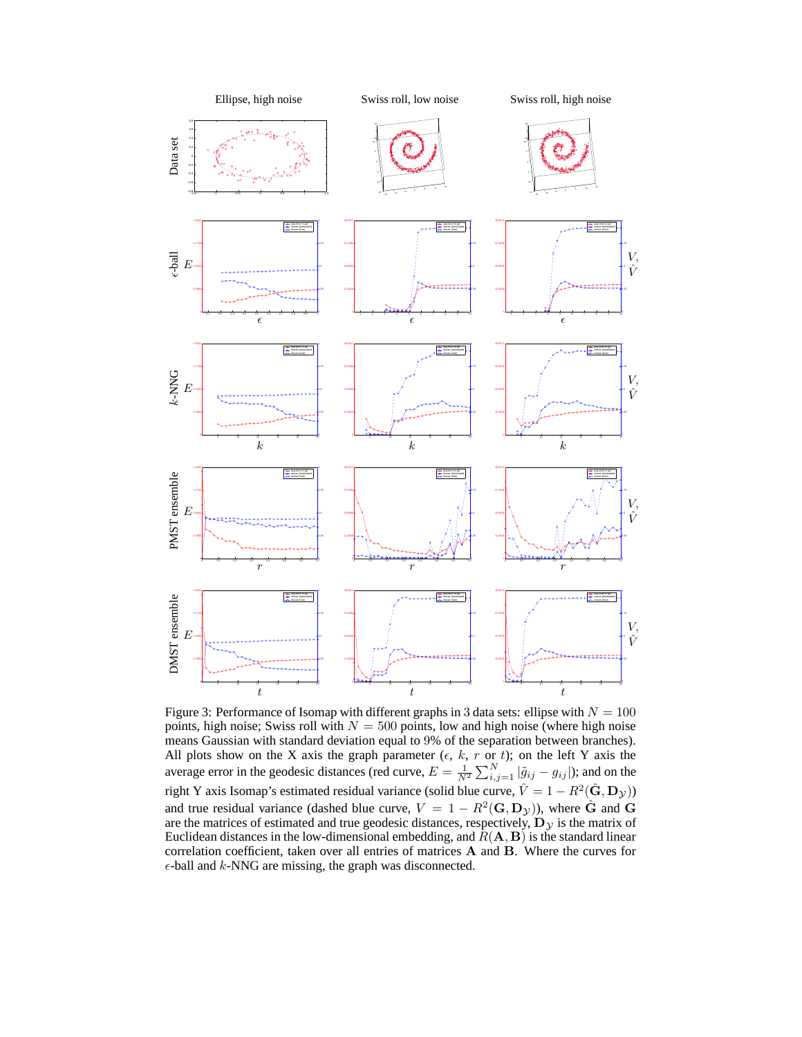Figure 3: Performance of Isomap with different graphs in 3 data sets: ellipse with $N = 100$ points, high noise; Swiss roll with $N = 500$ points, low and high noise (where high noise means Gaussian with standard deviation equal to 9% of the separation between branches). All plots show on the X axis the graph parameter ($\epsilon$, $k$, $r$ or $t$); on the left Y axis the average error in the geodesic distances (red curve, $E = \frac{1}{N^2} \sum_{i,j=1}^{N} |\tilde{g}_{ij} - g_{ij}|$); and on the right Y axis Isomap's estimated residual variance (solid blue curve, $\hat{V} = 1 - R^2(\hat{\mathbf{G}}, \mathbf{D}_{\mathcal{Y}})$) and true residual variance (dashed blue curve, $V = 1 - R^2(\mathbf{G}, \mathbf{D}_{\mathcal{Y}})$), where $\hat{\mathbf{G}}$ and $\mathbf{G}$ are the matrices of estimated and true geodesic distances, respectively, $\mathbf{D}_{\mathcal{Y}}$ is the matrix of Euclidean distances in the low-dimensional embedding, and $R(\mathbf{A}, \mathbf{B})$ is the standard linear correlation coefficient, taken over all entries of matrices $\mathbf{A}$ and $\mathbf{B}$. Where the curves for $\epsilon$-ball and $k$-NNG are missing, the graph was disconnected.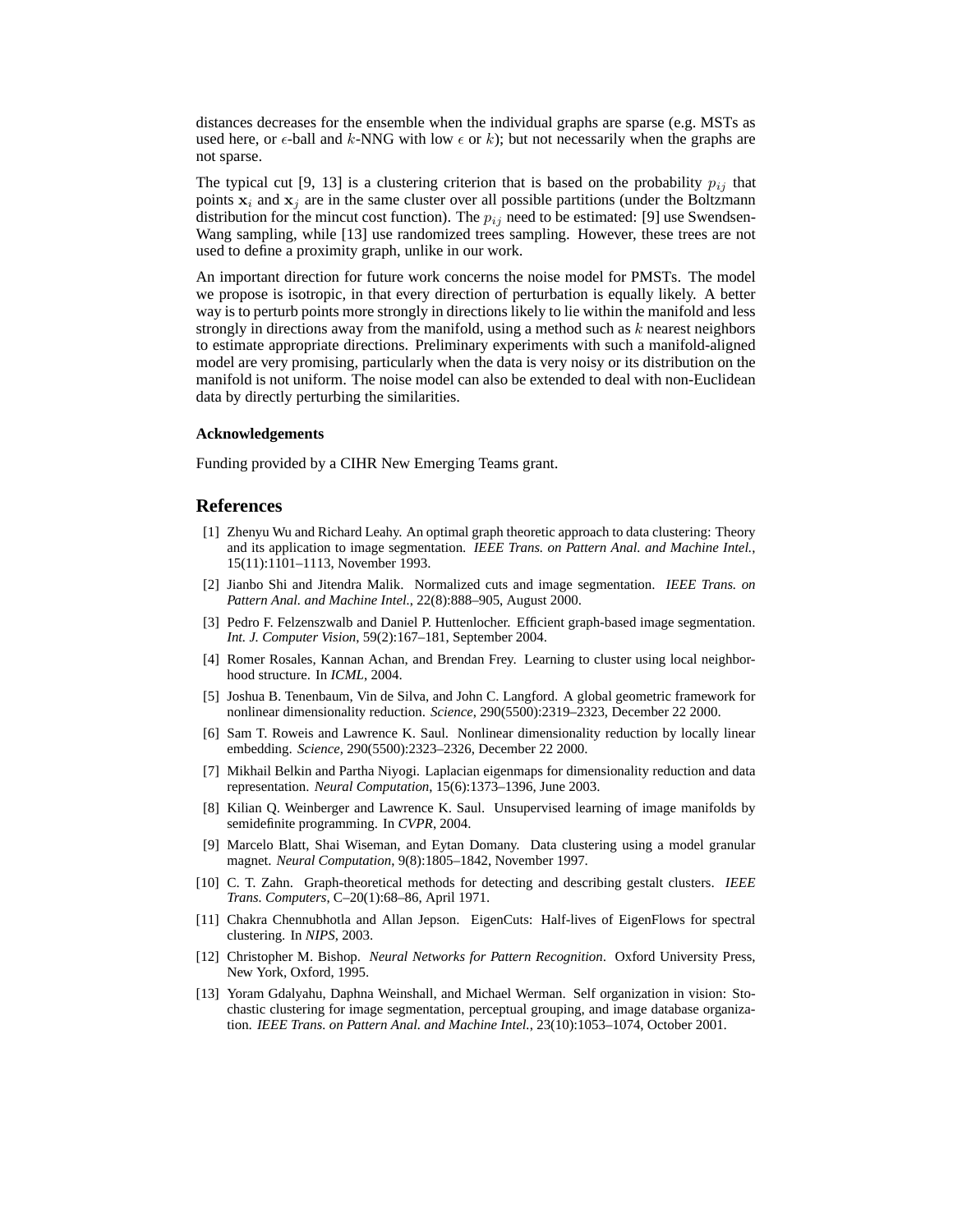distances decreases for the ensemble when the individual graphs are sparse (e.g. MSTs as used here, or $\epsilon$-ball and $k$-NNG with low $\epsilon$ or $k$); but not necessarily when the graphs are not sparse.

The typical cut [9, 13] is a clustering criterion that is based on the probability $p_{ij}$ that points $\mathbf{x}_i$ and $\mathbf{x}_j$ are in the same cluster over all possible partitions (under the Boltzmann distribution for the mincut cost function). The $p_{ij}$ need to be estimated: [9] use Swendsen-Wang sampling, while [13] use randomized trees sampling. However, these trees are not used to define a proximity graph, unlike in our work.

An important direction for future work concerns the noise model for PMSTs. The model we propose is isotropic, in that every direction of perturbation is equally likely. A better way is to perturb points more strongly in directions likely to lie within the manifold and less strongly in directions away from the manifold, using a method such as $k$ nearest neighbors to estimate appropriate directions. Preliminary experiments with such a manifold-aligned model are very promising, particularly when the data is very noisy or its distribution on the manifold is not uniform. The noise model can also be extended to deal with non-Euclidean data by directly perturbing the similarities.

### Acknowledgements

Funding provided by a CIHR New Emerging Teams grant.

## References

[1] Zhenyu Wu and Richard Leahy. An optimal graph theoretic approach to data clustering: Theory and its application to image segmentation. *IEEE Trans. on Pattern Anal. and Machine Intel.*, 15(11):1101–1113, November 1993.

[2] Jianbo Shi and Jitendra Malik. Normalized cuts and image segmentation. *IEEE Trans. on Pattern Anal. and Machine Intel.*, 22(8):888–905, August 2000.

[3] Pedro F. Felzenszwalb and Daniel P. Huttenlocher. Efficient graph-based image segmentation. *Int. J. Computer Vision*, 59(2):167–181, September 2004.

[4] Romer Rosales, Kannan Achan, and Brendan Frey. Learning to cluster using local neighborhood structure. In *ICML*, 2004.

[5] Joshua B. Tenenbaum, Vin de Silva, and John C. Langford. A global geometric framework for nonlinear dimensionality reduction. *Science*, 290(5500):2319–2323, December 22 2000.

[6] Sam T. Roweis and Lawrence K. Saul. Nonlinear dimensionality reduction by locally linear embedding. *Science*, 290(5500):2323–2326, December 22 2000.

[7] Mikhail Belkin and Partha Niyogi. Laplacian eigenmaps for dimensionality reduction and data representation. *Neural Computation*, 15(6):1373–1396, June 2003.

[8] Kilian Q. Weinberger and Lawrence K. Saul. Unsupervised learning of image manifolds by semidefinite programming. In *CVPR*, 2004.

[9] Marcelo Blatt, Shai Wiseman, and Eytan Domany. Data clustering using a model granular magnet. *Neural Computation*, 9(8):1805–1842, November 1997.

[10] C. T. Zahn. Graph-theoretical methods for detecting and describing gestalt clusters. *IEEE Trans. Computers*, C–20(1):68–86, April 1971.

[11] Chakra Chennubhotla and Allan Jepson. EigenCuts: Half-lives of EigenFlows for spectral clustering. In *NIPS*, 2003.

[12] Christopher M. Bishop. *Neural Networks for Pattern Recognition*. Oxford University Press, New York, Oxford, 1995.

[13] Yoram Gdalyahu, Daphna Weinshall, and Michael Werman. Self organization in vision: Stochastic clustering for image segmentation, perceptual grouping, and image database organization. *IEEE Trans. on Pattern Anal. and Machine Intel.*, 23(10):1053–1074, October 2001.